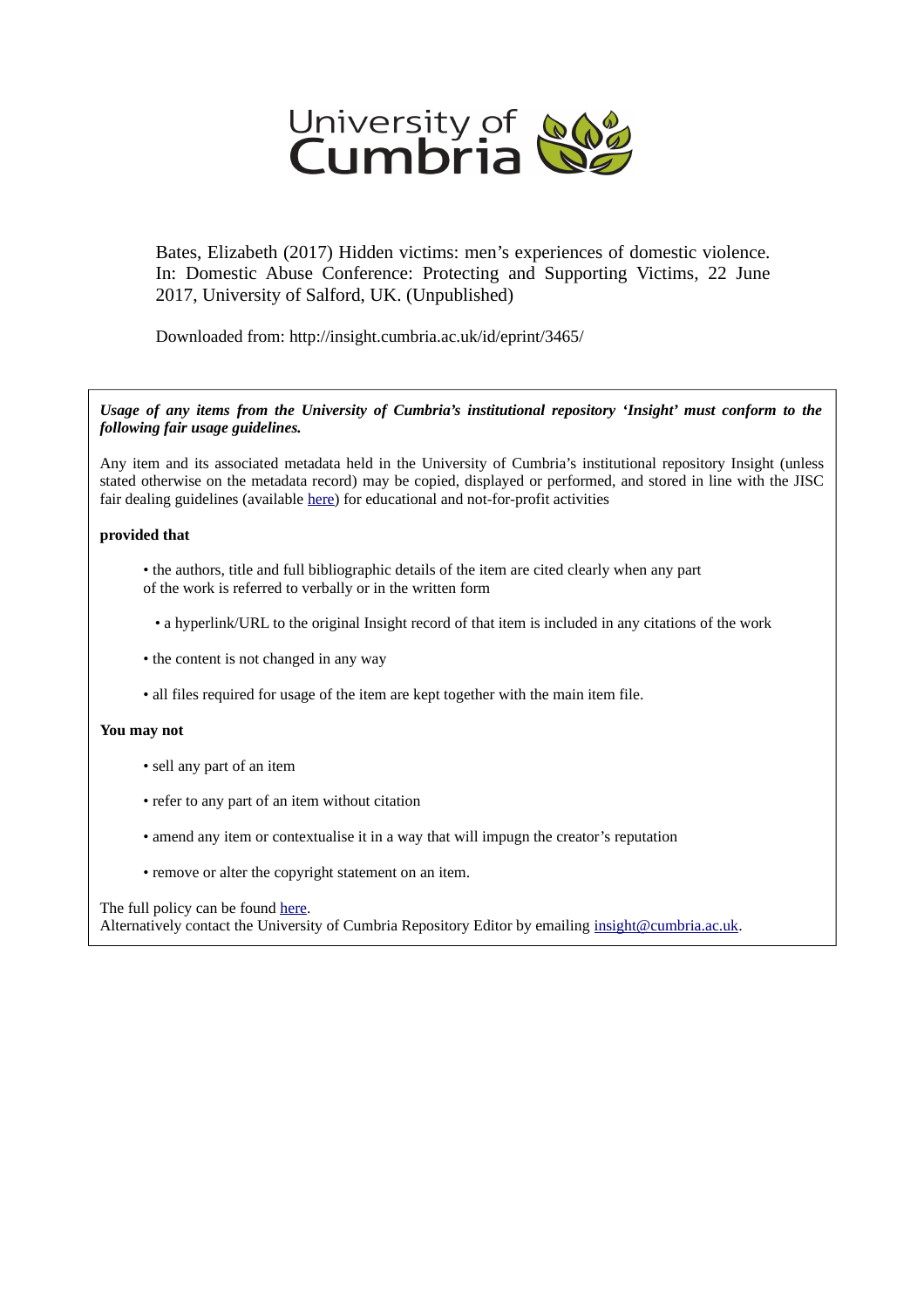University of Cumbria

Bates, Elizabeth (2017) Hidden victims: men's experiences of domestic violence. In: Domestic Abuse Conference: Protecting and Supporting Victims, 22 June 2017, University of Salford, UK. (Unpublished)

Downloaded from: http://insight.cumbria.ac.uk/id/eprint/3465/

***Usage of any items from the University of Cumbria's institutional repository 'Insight' must conform to the following fair usage guidelines.***

Any item and its associated metadata held in the University of Cumbria's institutional repository Insight (unless stated otherwise on the metadata record) may be copied, displayed or performed, and stored in line with the JISC fair dealing guidelines (available here) for educational and not-for-profit activities

**provided that**

- the authors, title and full bibliographic details of the item are cited clearly when any part of the work is referred to verbally or in the written form
- a hyperlink/URL to the original Insight record of that item is included in any citations of the work
- the content is not changed in any way
- all files required for usage of the item are kept together with the main item file.

**You may not**

- sell any part of an item
- refer to any part of an item without citation
- amend any item or contextualise it in a way that will impugn the creator's reputation
- remove or alter the copyright statement on an item.

The full policy can be found here.
Alternatively contact the University of Cumbria Repository Editor by emailing insight@cumbria.ac.uk.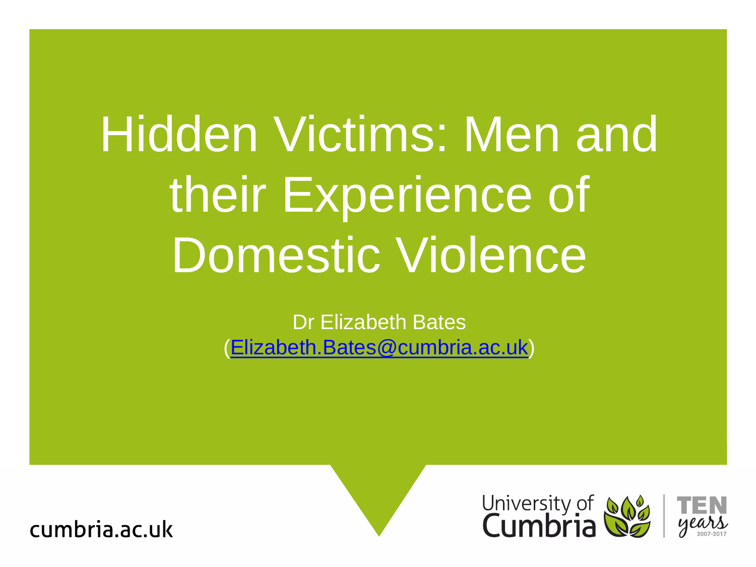# Hidden Victims: Men and their Experience of Domestic Violence

Dr Elizabeth Bates
(Elizabeth.Bates@cumbria.ac.uk)

cumbria.ac.uk

University of Cumbria

TEN years 2007-2017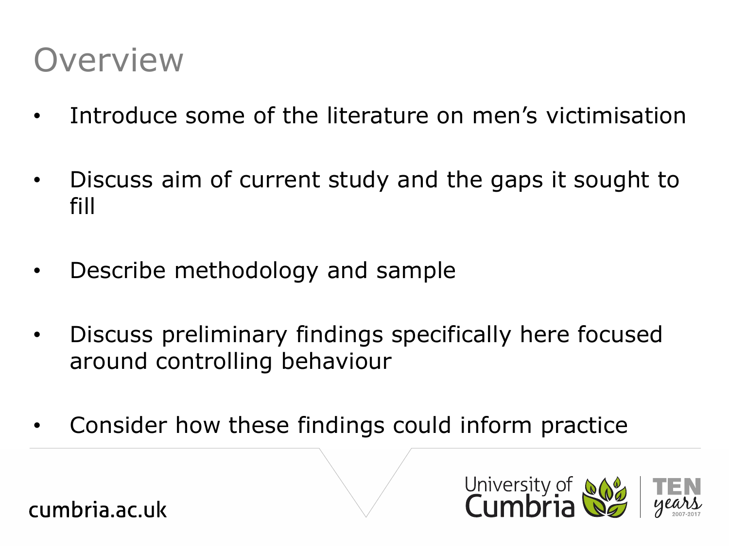# Overview

- Introduce some of the literature on men's victimisation
- Discuss aim of current study and the gaps it sought to fill
- Describe methodology and sample
- Discuss preliminary findings specifically here focused around controlling behaviour
- Consider how these findings could inform practice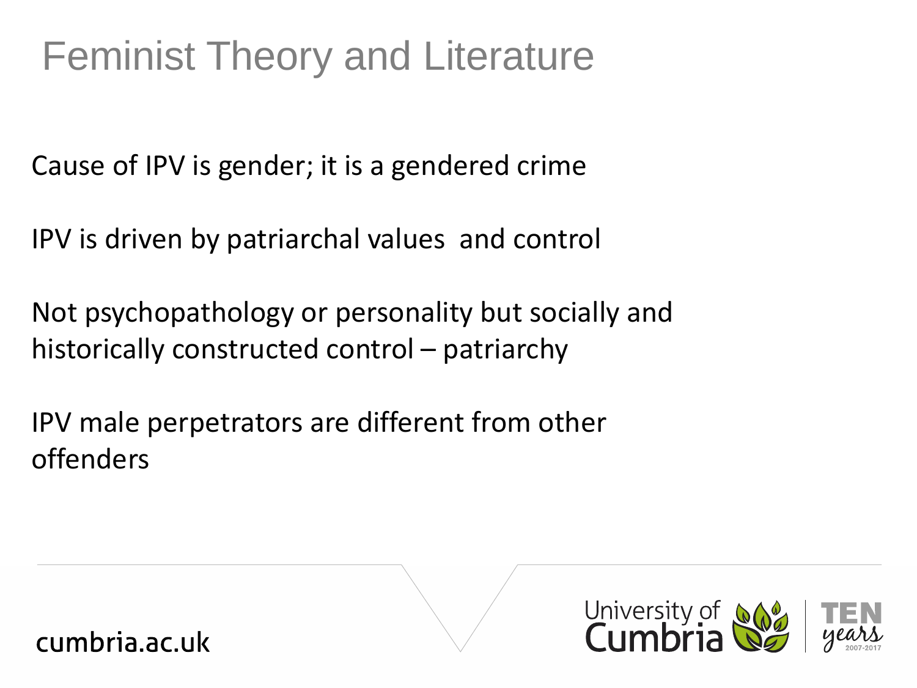# Feminist Theory and Literature

Cause of IPV is gender; it is a gendered crime

IPV is driven by patriarchal values  and control

Not psychopathology or personality but socially and historically constructed control – patriarchy

IPV male perpetrators are different from other offenders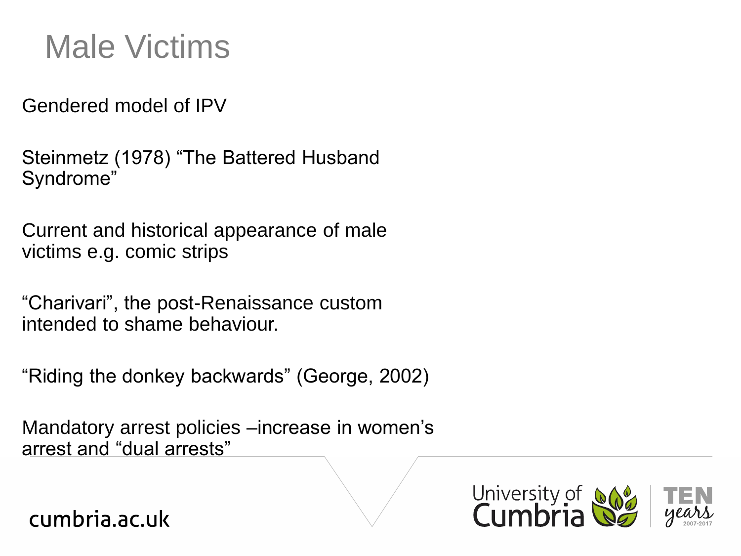# Male Victims

Gendered model of IPV

Steinmetz (1978) “The Battered Husband Syndrome”

Current and historical appearance of male victims e.g. comic strips

“Charivari”, the post-Renaissance custom intended to shame behaviour.

“Riding the donkey backwards” (George, 2002)

Mandatory arrest policies –increase in women’s arrest and “dual arrests”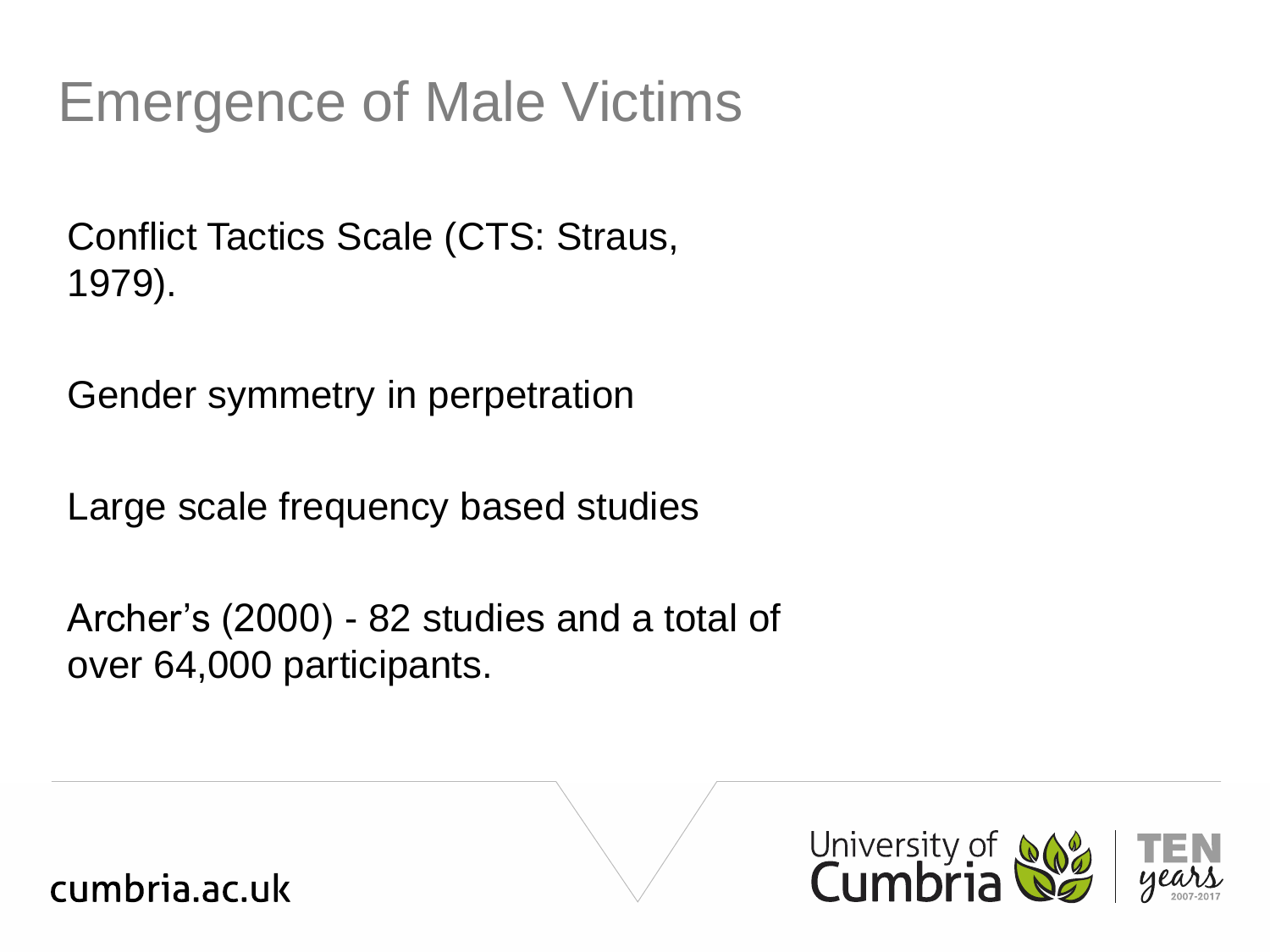# Emergence of Male Victims

Conflict Tactics Scale (CTS: Straus, 1979).

Gender symmetry in perpetration

Large scale frequency based studies

Archer’s (2000) - 82 studies and a total of over 64,000 participants.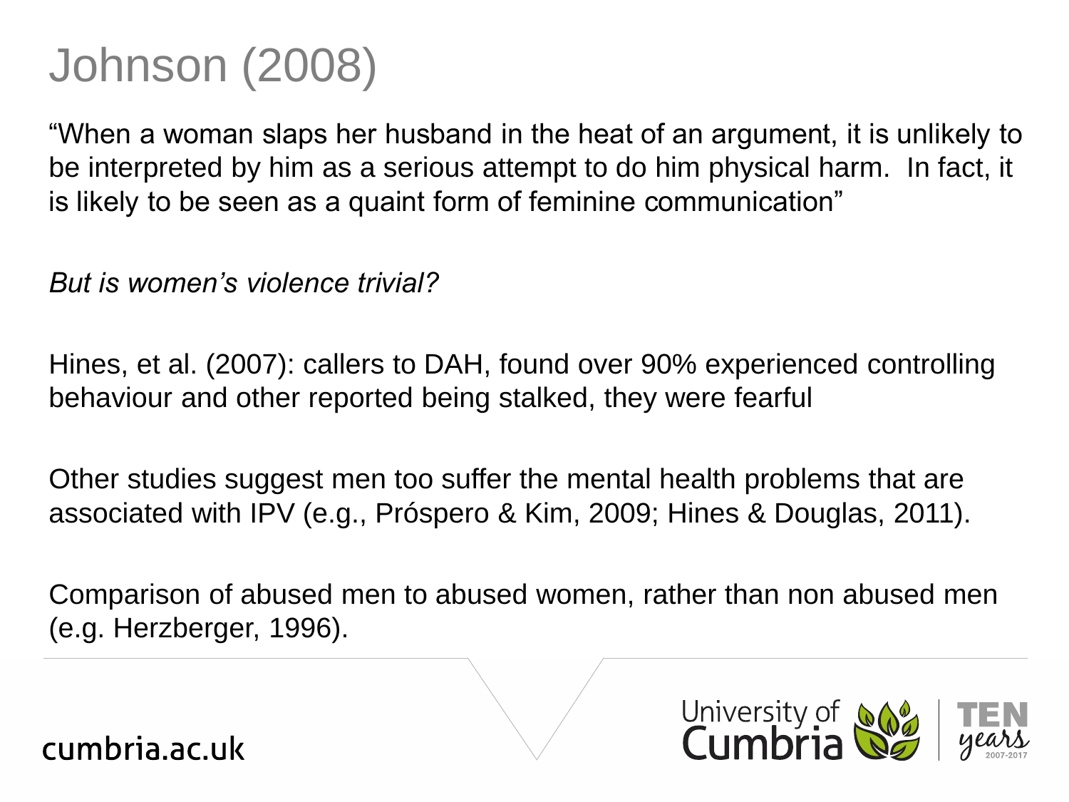# Johnson (2008)

"When a woman slaps her husband in the heat of an argument, it is unlikely to be interpreted by him as a serious attempt to do him physical harm.  In fact, it is likely to be seen as a quaint form of feminine communication"

*But is women's violence trivial?*

Hines, et al. (2007): callers to DAH, found over 90% experienced controlling behaviour and other reported being stalked, they were fearful

Other studies suggest men too suffer the mental health problems that are associated with IPV (e.g., Próspero & Kim, 2009; Hines & Douglas, 2011).

Comparison of abused men to abused women, rather than non abused men (e.g. Herzberger, 1996).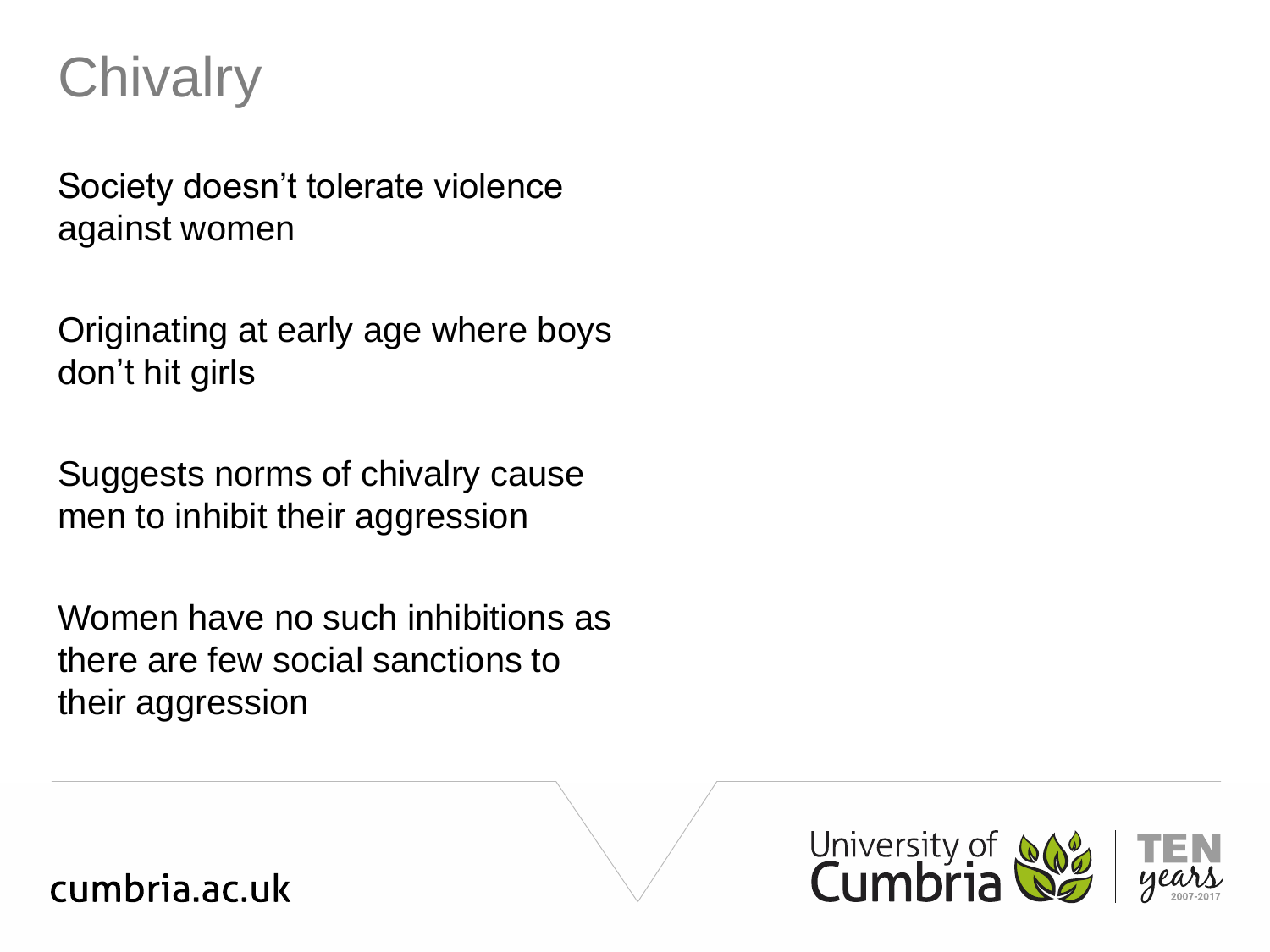# Chivalry

Society doesn't tolerate violence against women

Originating at early age where boys don't hit girls

Suggests norms of chivalry cause men to inhibit their aggression

Women have no such inhibitions as there are few social sanctions to their aggression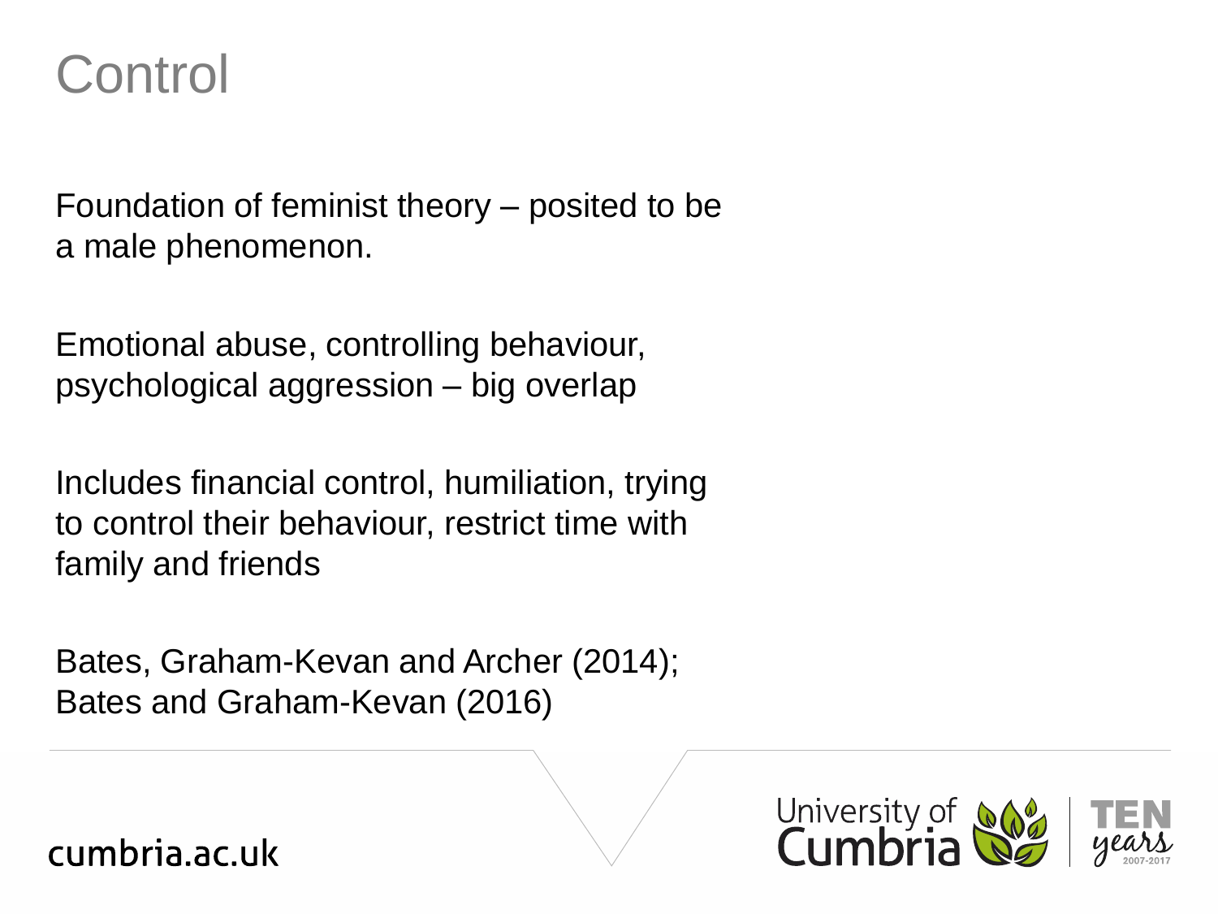# Control

Foundation of feminist theory – posited to be a male phenomenon.

Emotional abuse, controlling behaviour, psychological aggression – big overlap

Includes financial control, humiliation, trying to control their behaviour, restrict time with family and friends

Bates, Graham-Kevan and Archer (2014); Bates and Graham-Kevan (2016)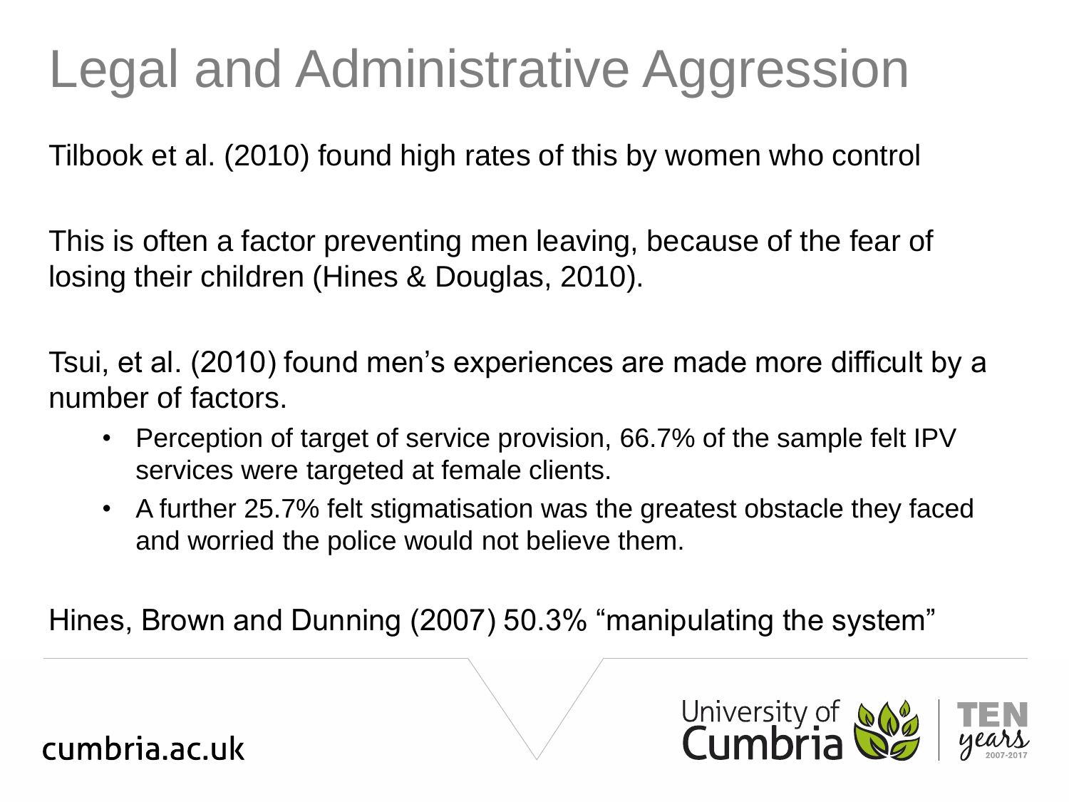# Legal and Administrative Aggression

Tilbook et al. (2010) found high rates of this by women who control

This is often a factor preventing men leaving, because of the fear of losing their children (Hines & Douglas, 2010).

Tsui, et al. (2010) found men's experiences are made more difficult by a number of factors.

- Perception of target of service provision, 66.7% of the sample felt IPV services were targeted at female clients.
- A further 25.7% felt stigmatisation was the greatest obstacle they faced and worried the police would not believe them.

Hines, Brown and Dunning (2007) 50.3% "manipulating the system"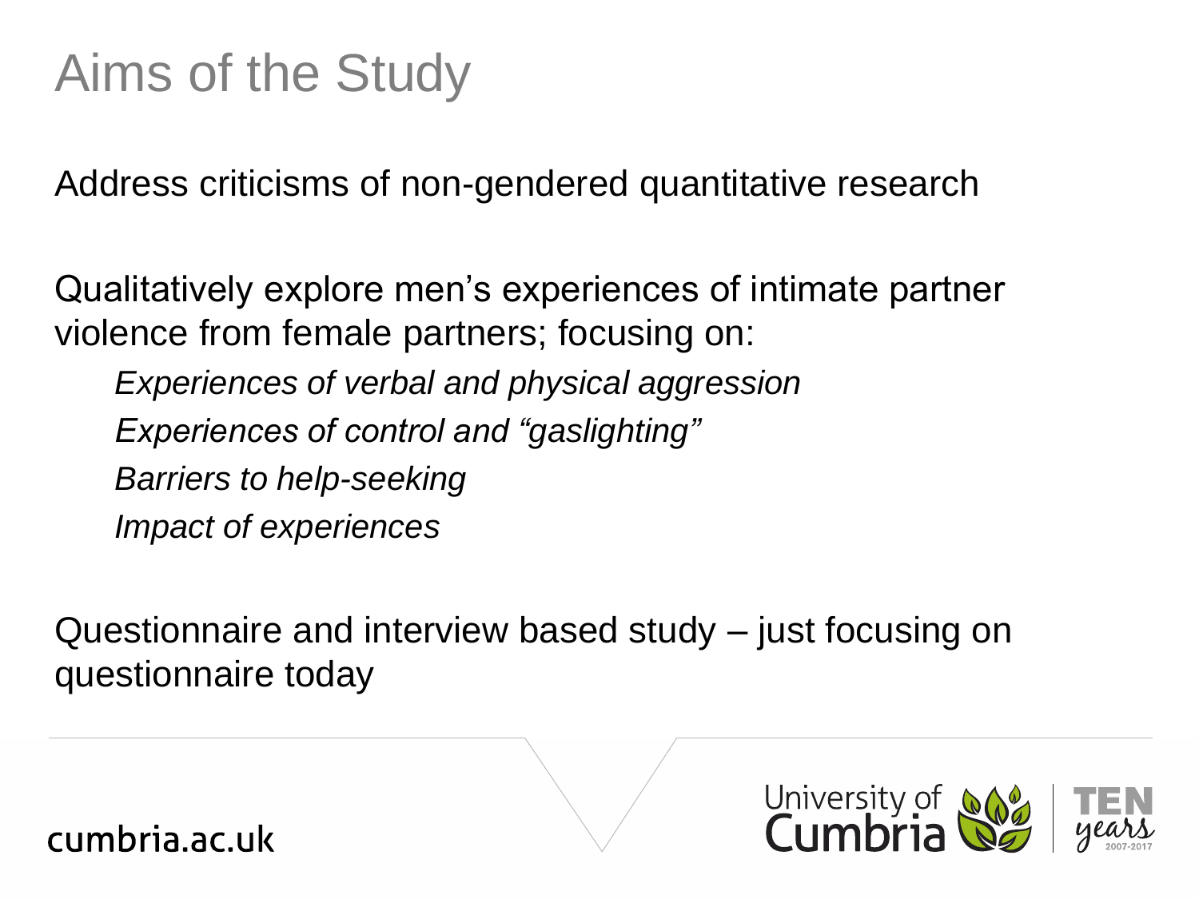# Aims of the Study

Address criticisms of non-gendered quantitative research

Qualitatively explore men's experiences of intimate partner violence from female partners; focusing on:

- *Experiences of verbal and physical aggression*
- *Experiences of control and "gaslighting"*
- *Barriers to help-seeking*
- *Impact of experiences*

Questionnaire and interview based study – just focusing on questionnaire today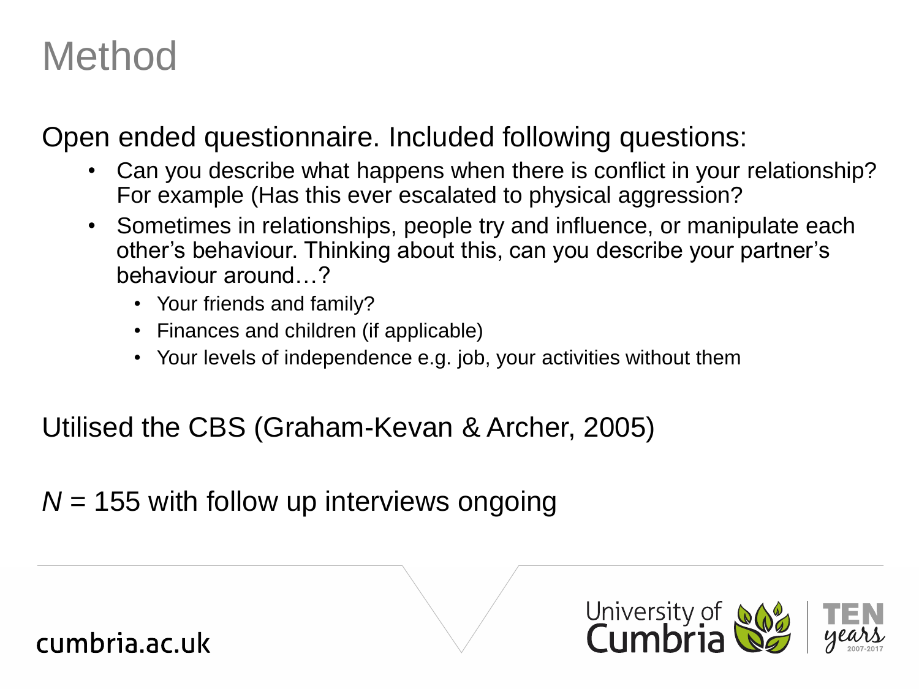# Method

Open ended questionnaire. Included following questions:

- Can you describe what happens when there is conflict in your relationship? For example (Has this ever escalated to physical aggression?
- Sometimes in relationships, people try and influence, or manipulate each other's behaviour. Thinking about this, can you describe your partner's behaviour around…?
  - Your friends and family?
  - Finances and children (if applicable)
  - Your levels of independence e.g. job, your activities without them

Utilised the CBS (Graham-Kevan & Archer, 2005)

*N* = 155 with follow up interviews ongoing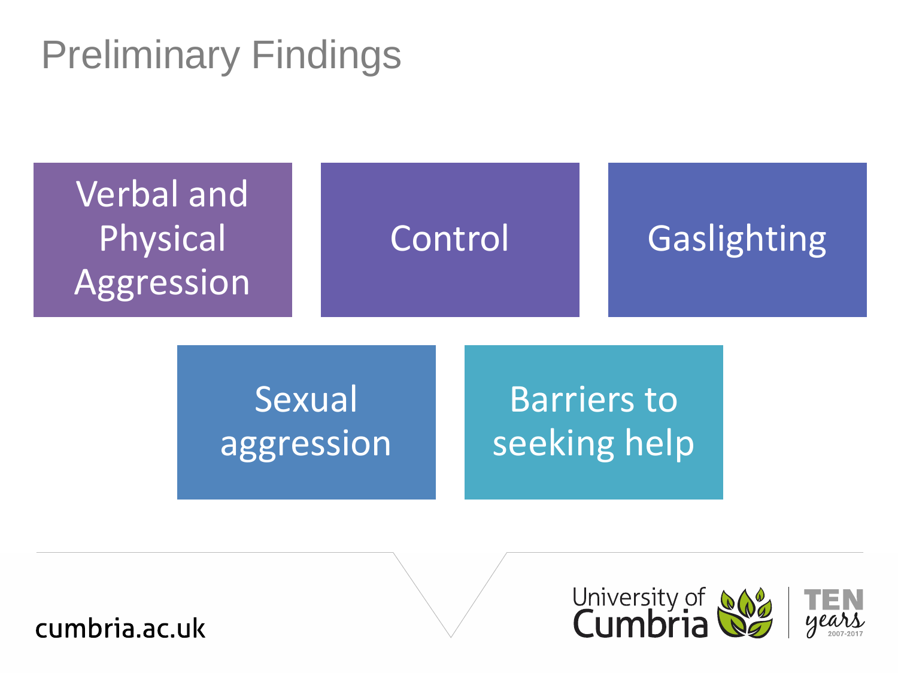# Preliminary Findings

- Verbal and Physical Aggression
- Control
- Gaslighting
- Sexual aggression
- Barriers to seeking help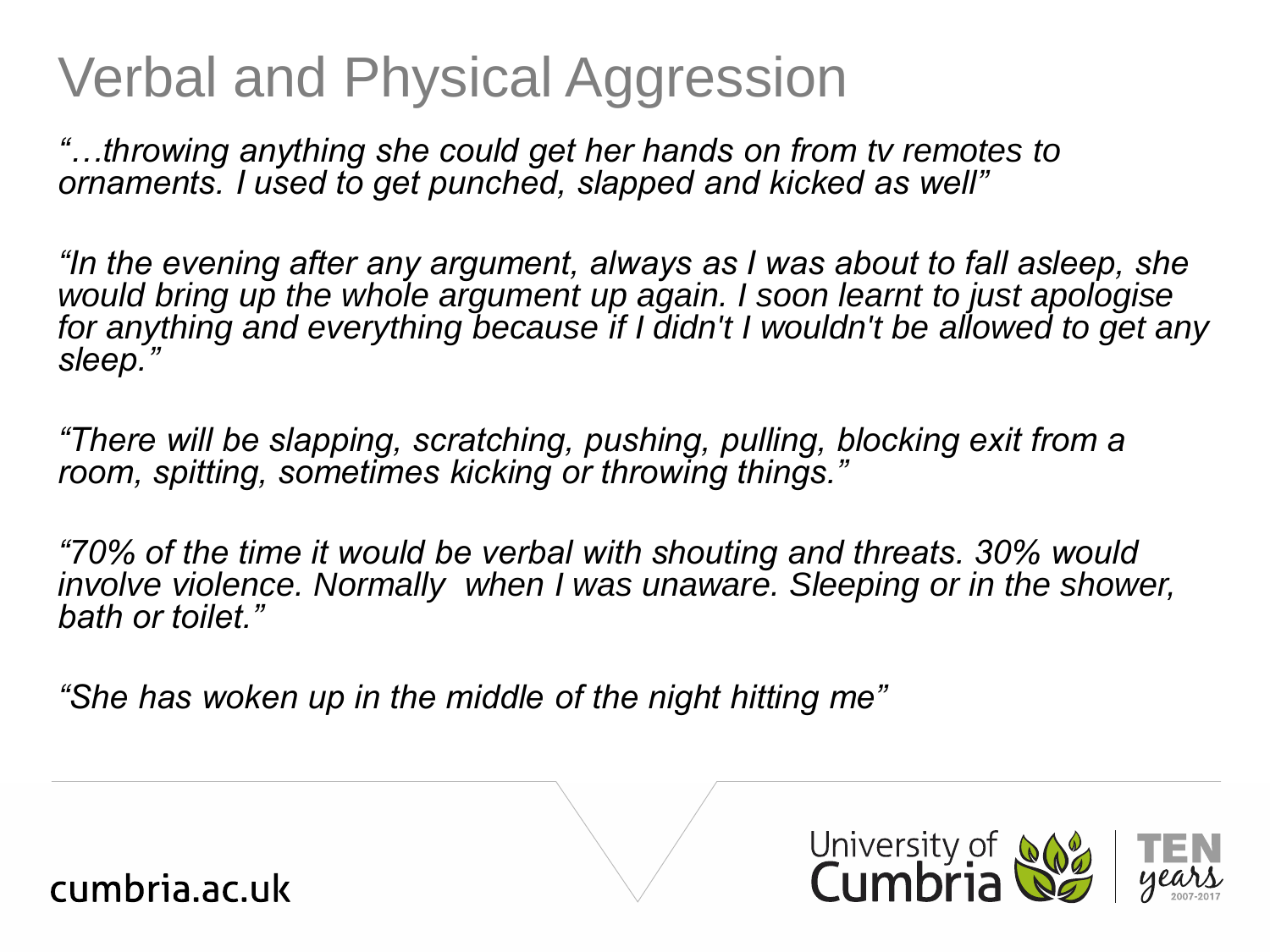# Verbal and Physical Aggression

*"…throwing anything she could get her hands on from tv remotes to ornaments. I used to get punched, slapped and kicked as well"*

*"In the evening after any argument, always as I was about to fall asleep, she would bring up the whole argument up again. I soon learnt to just apologise for anything and everything because if I didn't I wouldn't be allowed to get any sleep."*

*"There will be slapping, scratching, pushing, pulling, blocking exit from a room, spitting, sometimes kicking or throwing things."*

*"70% of the time it would be verbal with shouting and threats. 30% would involve violence. Normally when I was unaware. Sleeping or in the shower, bath or toilet."*

*"She has woken up in the middle of the night hitting me"*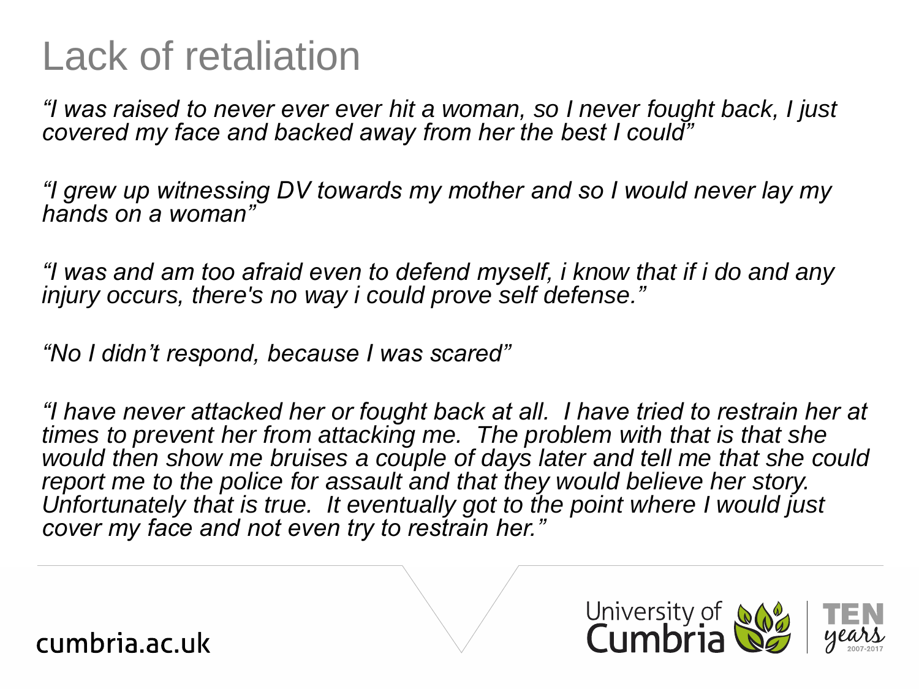# Lack of retaliation

*"I was raised to never ever ever hit a woman, so I never fought back, I just covered my face and backed away from her the best I could"*

*"I grew up witnessing DV towards my mother and so I would never lay my hands on a woman"*

*"I was and am too afraid even to defend myself, i know that if i do and any injury occurs, there's no way i could prove self defense."*

*"No I didn't respond, because I was scared"*

*"I have never attacked her or fought back at all. I have tried to restrain her at times to prevent her from attacking me. The problem with that is that she would then show me bruises a couple of days later and tell me that she could report me to the police for assault and that they would believe her story. Unfortunately that is true. It eventually got to the point where I would just cover my face and not even try to restrain her."*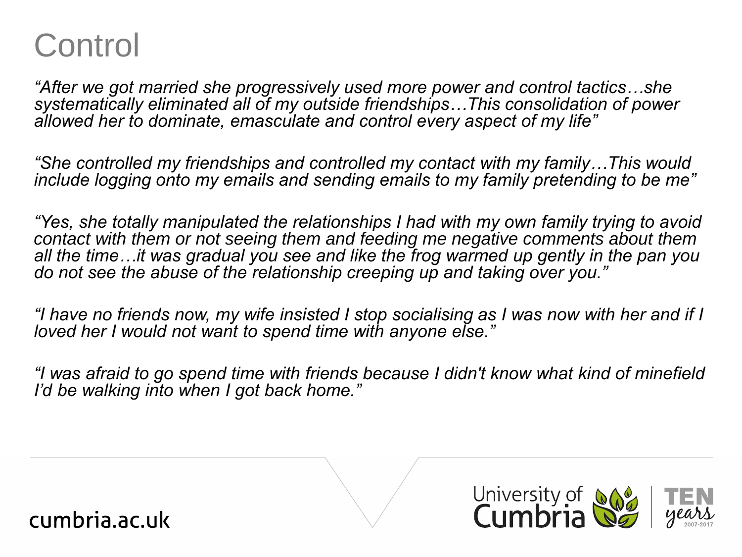# Control

*“After we got married she progressively used more power and control tactics…she systematically eliminated all of my outside friendships…This consolidation of power allowed her to dominate, emasculate and control every aspect of my life”*

*“She controlled my friendships and controlled my contact with my family…This would include logging onto my emails and sending emails to my family pretending to be me”*

*“Yes, she totally manipulated the relationships I had with my own family trying to avoid contact with them or not seeing them and feeding me negative comments about them all the time…it was gradual you see and like the frog warmed up gently in the pan you do not see the abuse of the relationship creeping up and taking over you.”*

*“I have no friends now, my wife insisted I stop socialising as I was now with her and if I loved her I would not want to spend time with anyone else.”*

*“I was afraid to go spend time with friends because I didn't know what kind of minefield I’d be walking into when I got back home.”*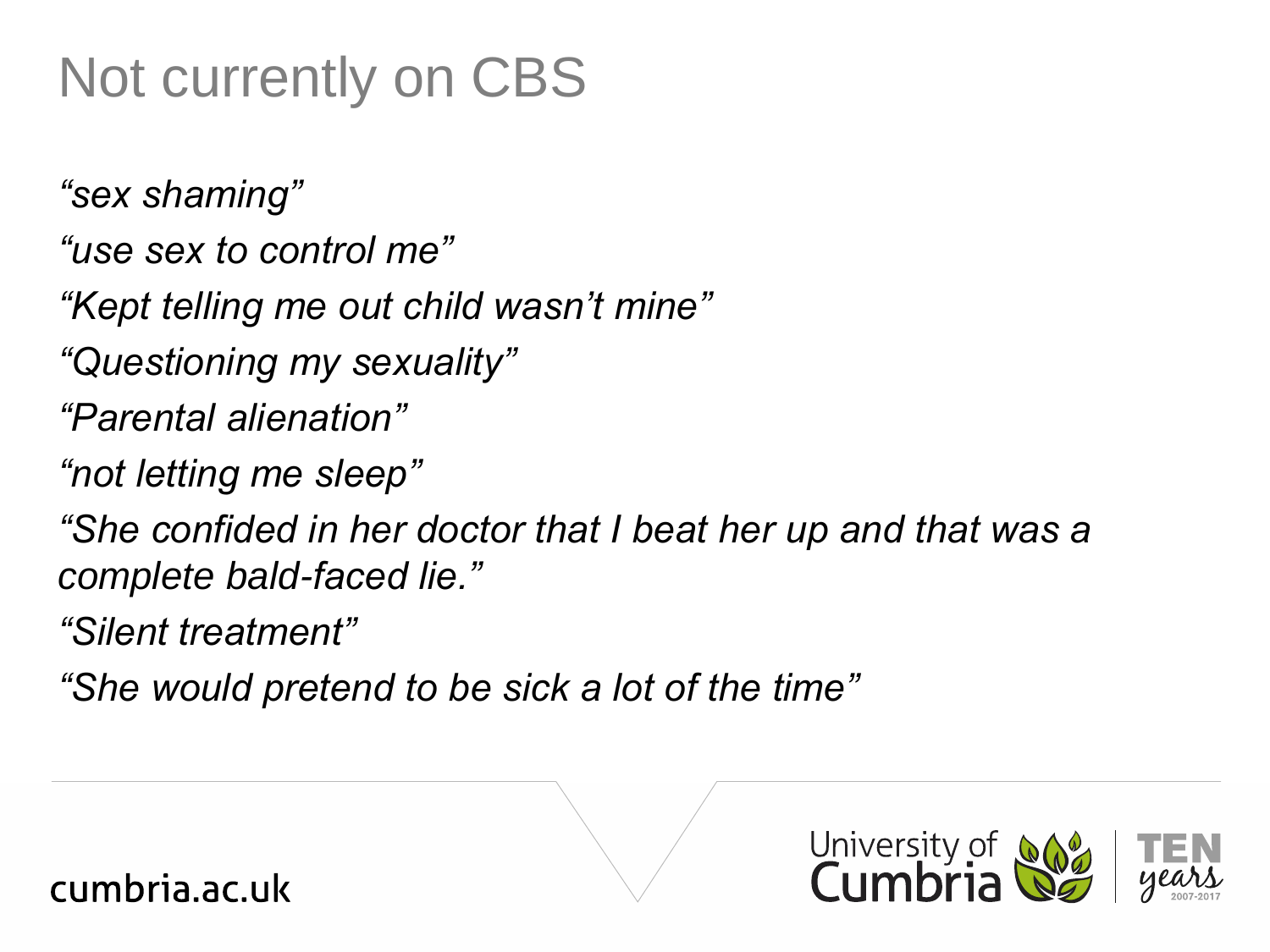# Not currently on CBS

*"sex shaming"*

*"use sex to control me"*

*"Kept telling me out child wasn't mine"*

*"Questioning my sexuality"*

*"Parental alienation"*

*"not letting me sleep"*

*"She confided in her doctor that I beat her up and that was a complete bald-faced lie."*

*"Silent treatment"*

*"She would pretend to be sick a lot of the time"*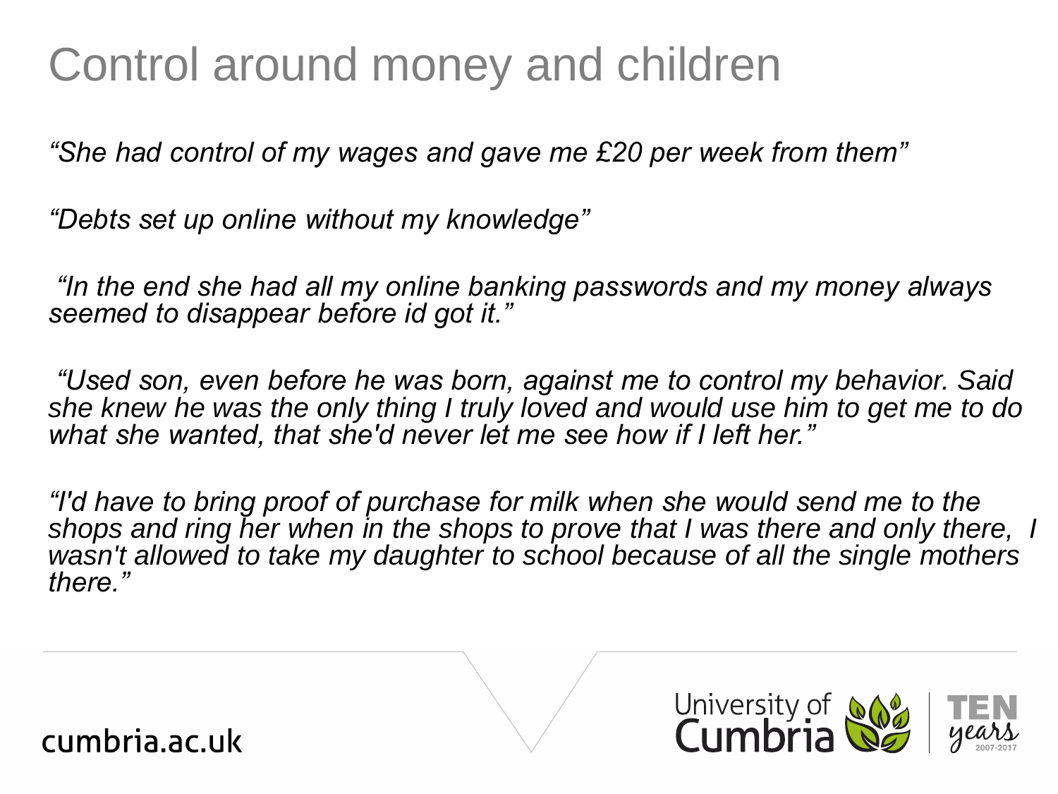# Control around money and children

*"She had control of my wages and gave me £20 per week from them"*

*"Debts set up online without my knowledge"*

*"In the end she had all my online banking passwords and my money always seemed to disappear before id got it."*

*"Used son, even before he was born, against me to control my behavior. Said she knew he was the only thing I truly loved and would use him to get me to do what she wanted, that she'd never let me see how if I left her."*

*"I'd have to bring proof of purchase for milk when she would send me to the shops and ring her when in the shops to prove that I was there and only there, I wasn't allowed to take my daughter to school because of all the single mothers there."*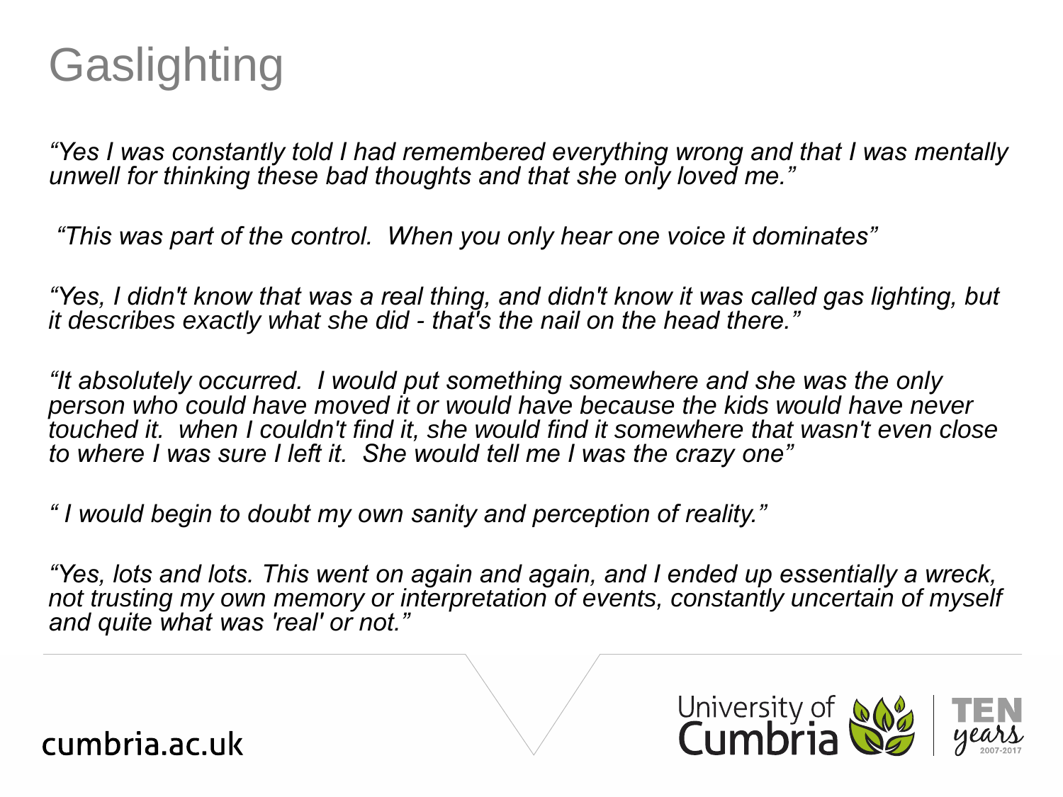# Gaslighting

*"Yes I was constantly told I had remembered everything wrong and that I was mentally unwell for thinking these bad thoughts and that she only loved me."*

*"This was part of the control.  When you only hear one voice it dominates"*

*"Yes, I didn't know that was a real thing, and didn't know it was called gas lighting, but it describes exactly what she did - that's the nail on the head there."*

*"It absolutely occurred.  I would put something somewhere and she was the only person who could have moved it or would have because the kids would have never touched it.  when I couldn't find it, she would find it somewhere that wasn't even close to where I was sure I left it.  She would tell me I was the crazy one"*

*" I would begin to doubt my own sanity and perception of reality."*

*"Yes, lots and lots. This went on again and again, and I ended up essentially a wreck, not trusting my own memory or interpretation of events, constantly uncertain of myself and quite what was 'real' or not."*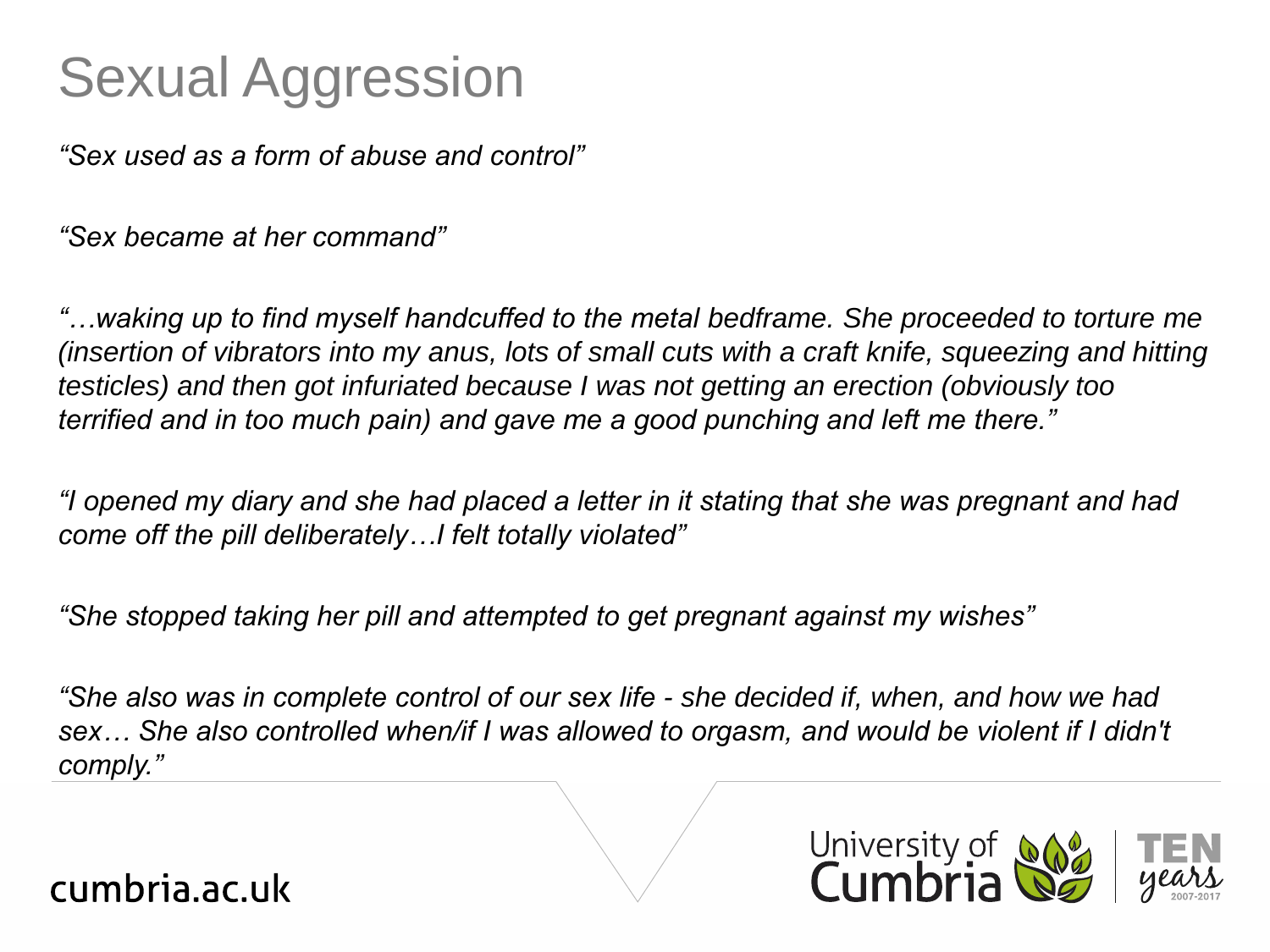# Sexual Aggression

*“Sex used as a form of abuse and control”*

*“Sex became at her command”*

*“…waking up to find myself handcuffed to the metal bedframe. She proceeded to torture me (insertion of vibrators into my anus, lots of small cuts with a craft knife, squeezing and hitting testicles) and then got infuriated because I was not getting an erection (obviously too terrified and in too much pain) and gave me a good punching and left me there.”*

*“I opened my diary and she had placed a letter in it stating that she was pregnant and had come off the pill deliberately…I felt totally violated”*

*“She stopped taking her pill and attempted to get pregnant against my wishes”*

*“She also was in complete control of our sex life - she decided if, when, and how we had sex… She also controlled when/if I was allowed to orgasm, and would be violent if I didn't comply.”*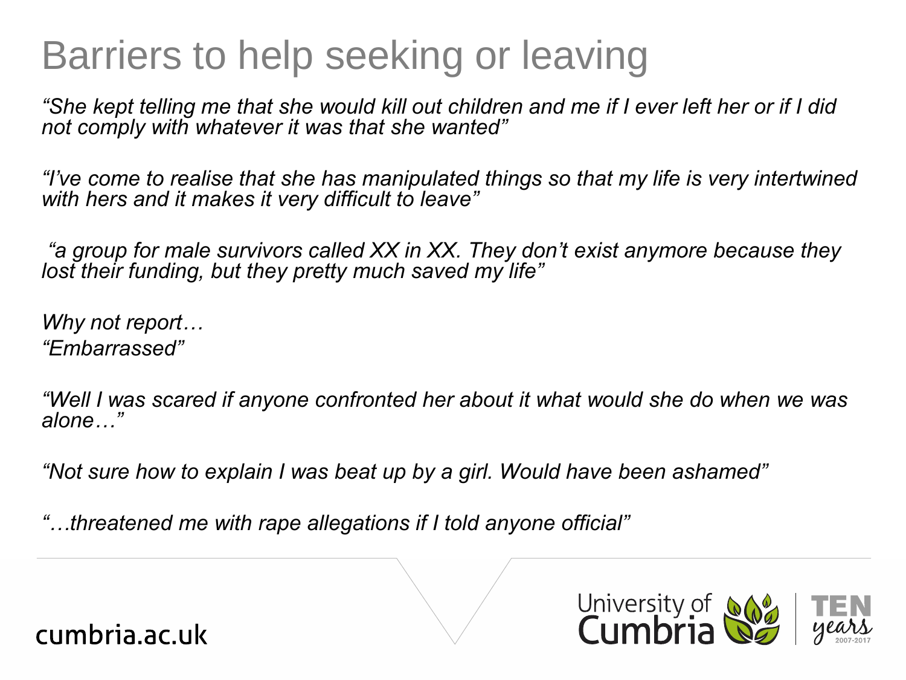# Barriers to help seeking or leaving

*“She kept telling me that she would kill out children and me if I ever left her or if I did not comply with whatever it was that she wanted”*

*“I’ve come to realise that she has manipulated things so that my life is very intertwined with hers and it makes it very difficult to leave”*

*“a group for male survivors called XX in XX. They don’t exist anymore because they lost their funding, but they pretty much saved my life”*

*Why not report…*
*“Embarrassed”*

*“Well I was scared if anyone confronted her about it what would she do when we was alone…”*

*“Not sure how to explain I was beat up by a girl. Would have been ashamed”*

*“…threatened me with rape allegations if I told anyone official”*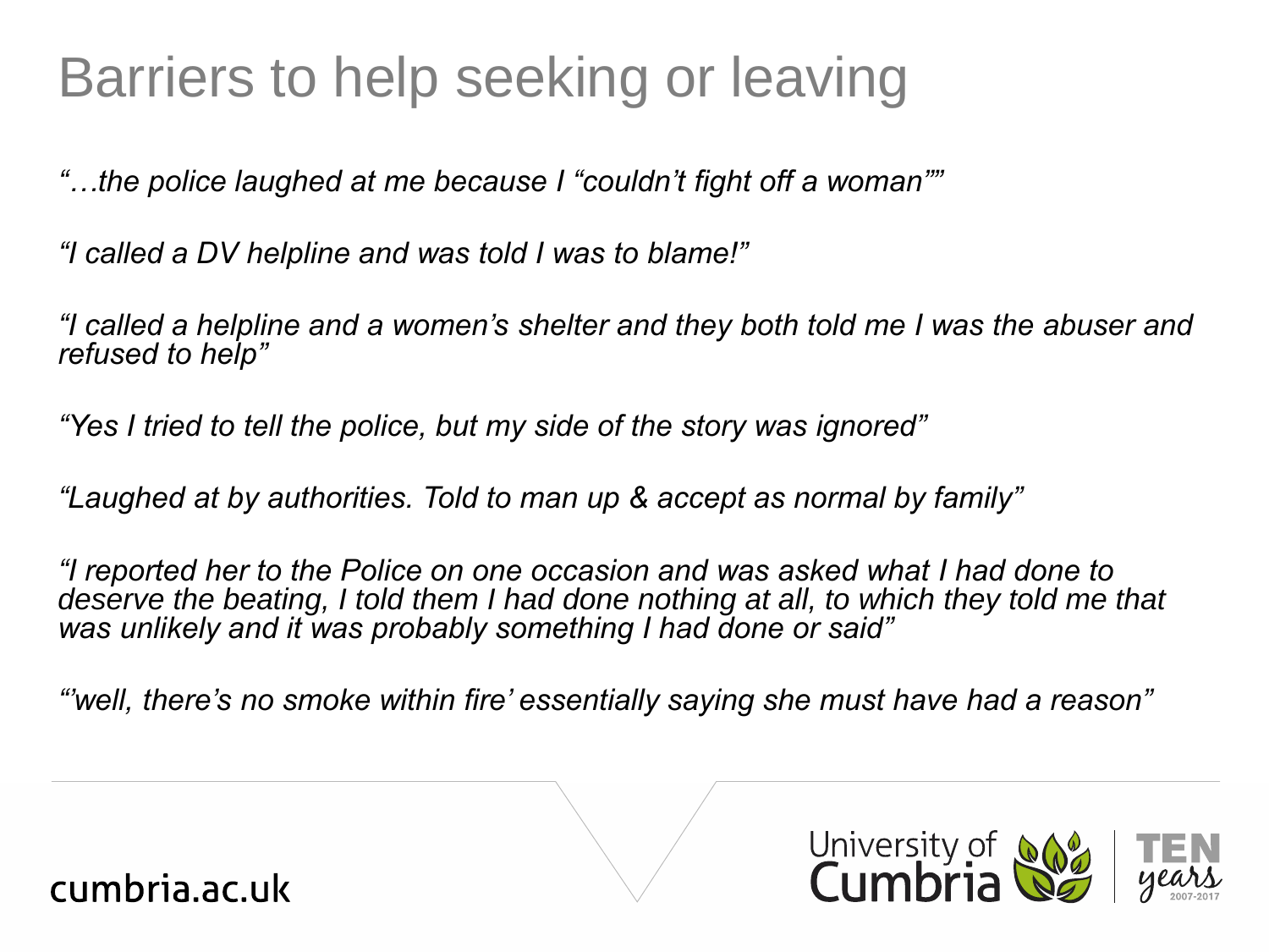# Barriers to help seeking or leaving

*"…the police laughed at me because I "couldn't fight off a woman""*

*"I called a DV helpline and was told I was to blame!"*

*"I called a helpline and a women's shelter and they both told me I was the abuser and refused to help"*

*"Yes I tried to tell the police, but my side of the story was ignored"*

*"Laughed at by authorities. Told to man up & accept as normal by family"*

*"I reported her to the Police on one occasion and was asked what I had done to deserve the beating, I told them I had done nothing at all, to which they told me that was unlikely and it was probably something I had done or said"*

*"'well, there's no smoke within fire' essentially saying she must have had a reason"*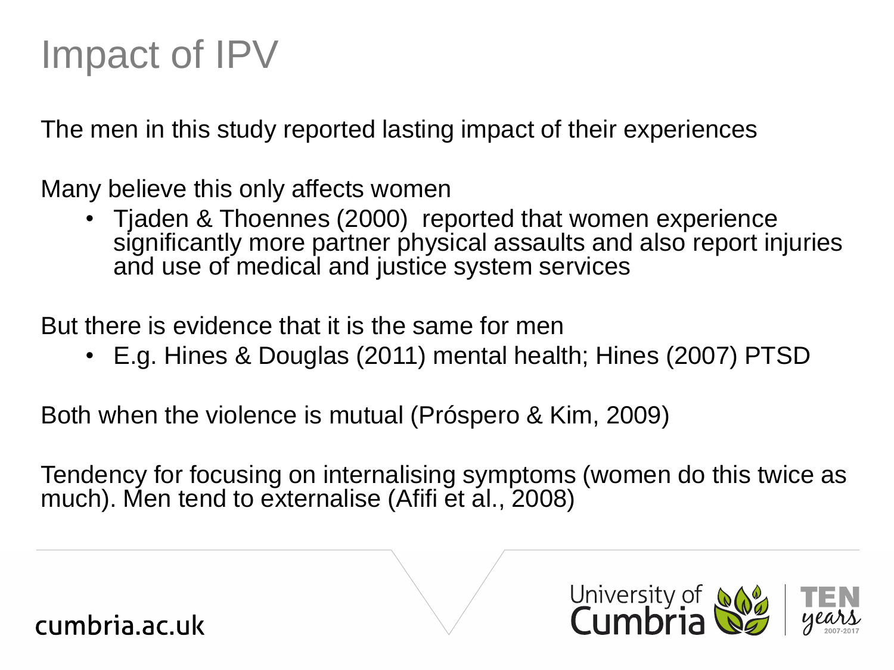# Impact of IPV

The men in this study reported lasting impact of their experiences

Many believe this only affects women

- Tjaden & Thoennes (2000) reported that women experience significantly more partner physical assaults and also report injuries and use of medical and justice system services

But there is evidence that it is the same for men

- E.g. Hines & Douglas (2011) mental health; Hines (2007) PTSD

Both when the violence is mutual (Próspero & Kim, 2009)

Tendency for focusing on internalising symptoms (women do this twice as much). Men tend to externalise (Afifi et al., 2008)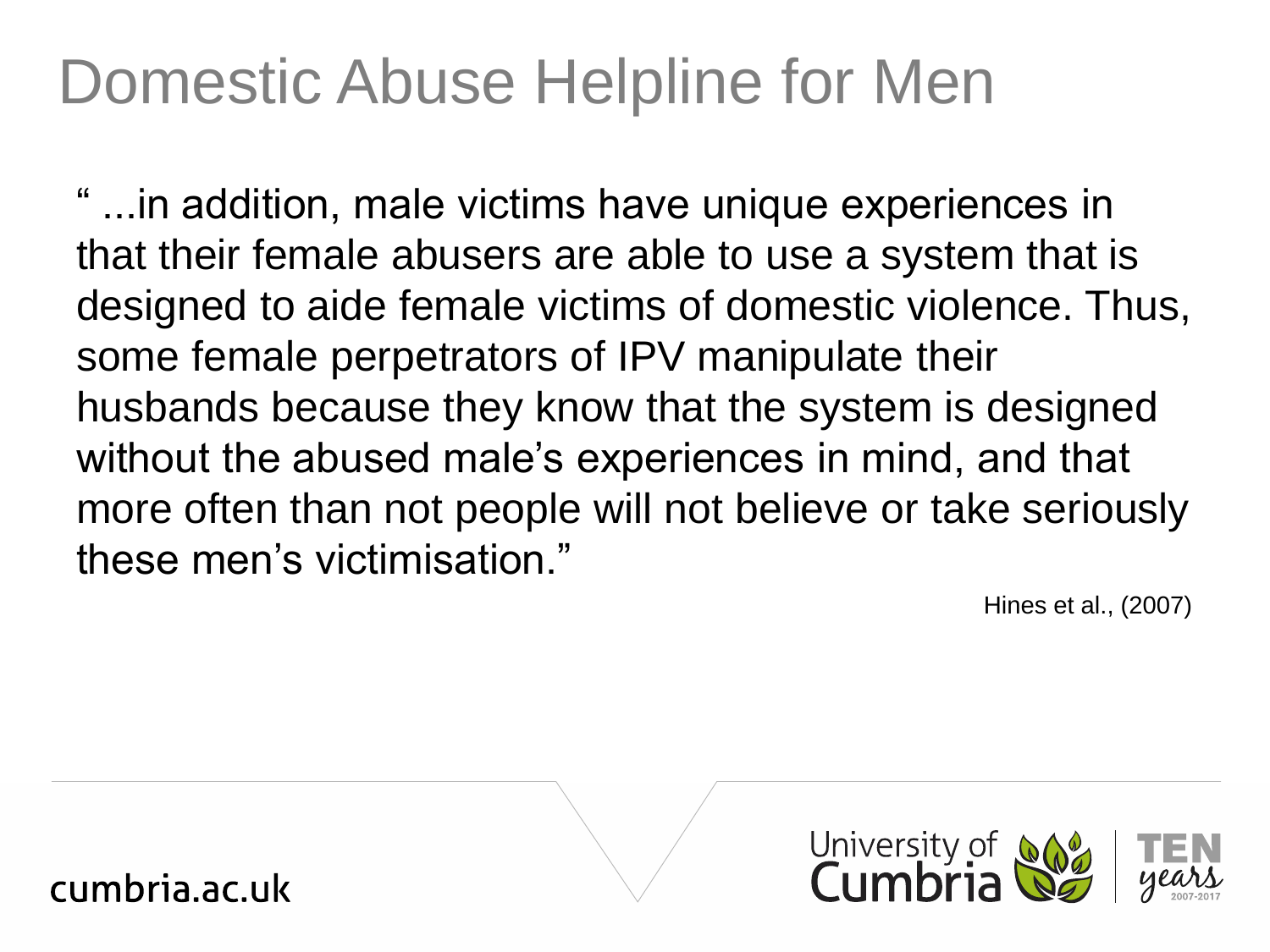# Domestic Abuse Helpline for Men

" ...in addition, male victims have unique experiences in that their female abusers are able to use a system that is designed to aide female victims of domestic violence. Thus, some female perpetrators of IPV manipulate their husbands because they know that the system is designed without the abused male's experiences in mind, and that more often than not people will not believe or take seriously these men's victimisation."

Hines et al., (2007)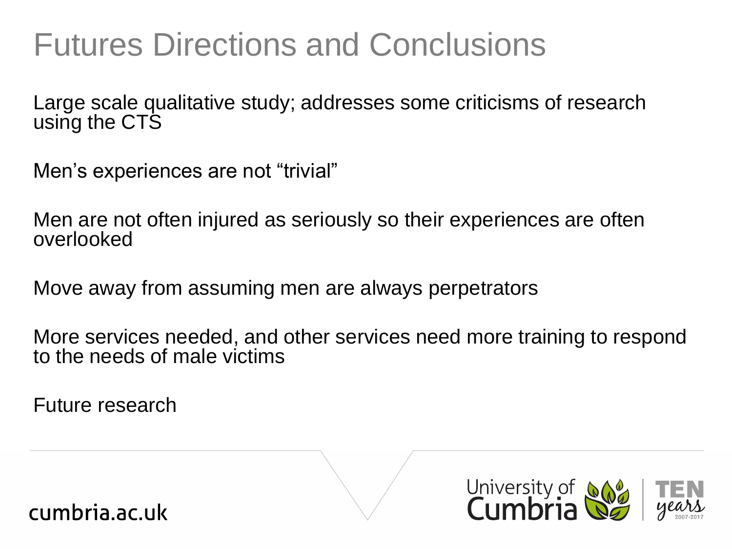# Futures Directions and Conclusions

Large scale qualitative study; addresses some criticisms of research using the CTS

Men's experiences are not "trivial"

Men are not often injured as seriously so their experiences are often overlooked

Move away from assuming men are always perpetrators

More services needed, and other services need more training to respond to the needs of male victims

Future research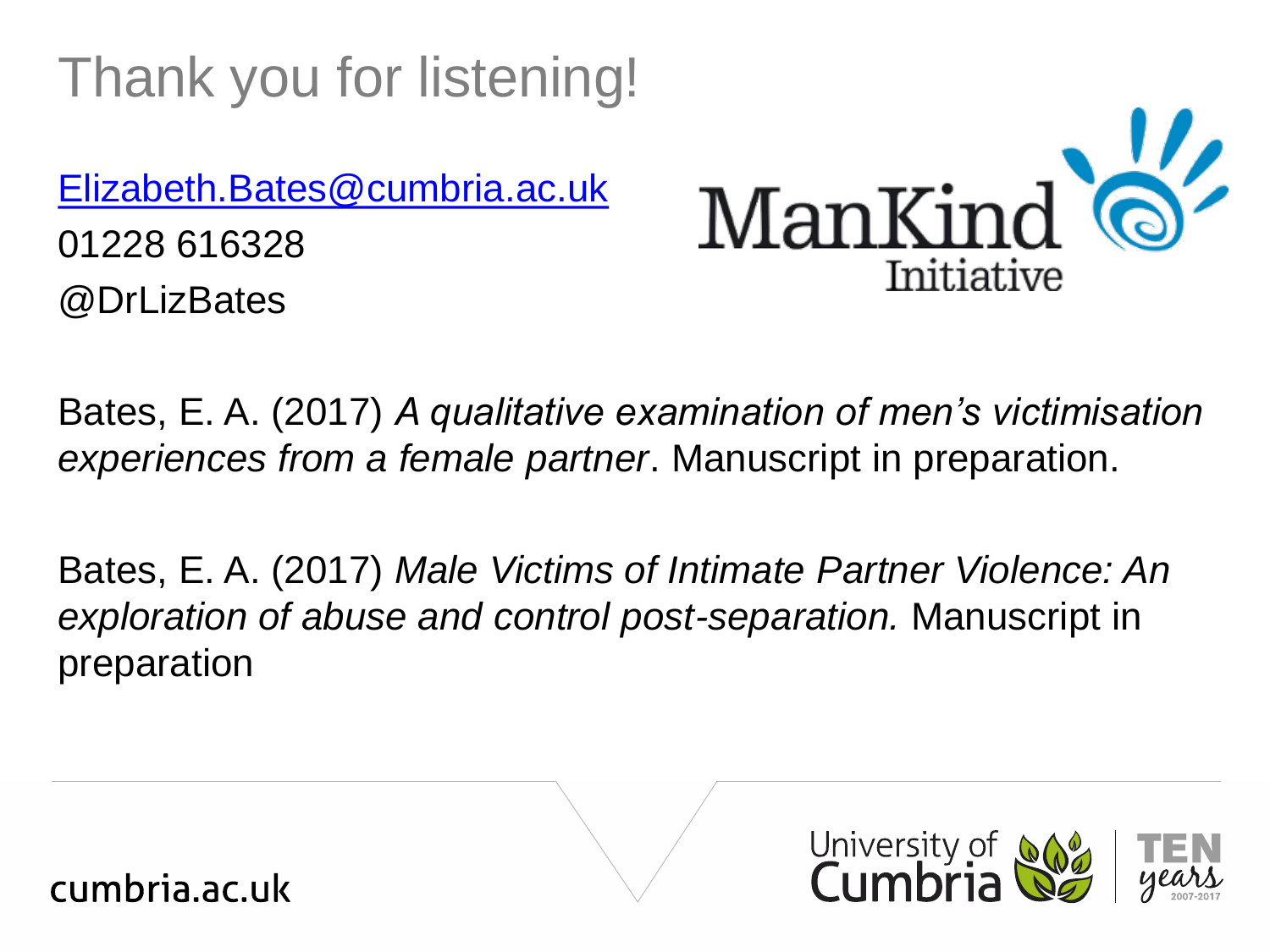# Thank you for listening!

Elizabeth.Bates@cumbria.ac.uk

01228 616328

@DrLizBates

ManKind Initiative

Bates, E. A. (2017) *A qualitative examination of men's victimisation experiences from a female partner*. Manuscript in preparation.

Bates, E. A. (2017) *Male Victims of Intimate Partner Violence: An exploration of abuse and control post-separation.* Manuscript in preparation

cumbria.ac.uk

University of Cumbria

TEN years 2007-2017